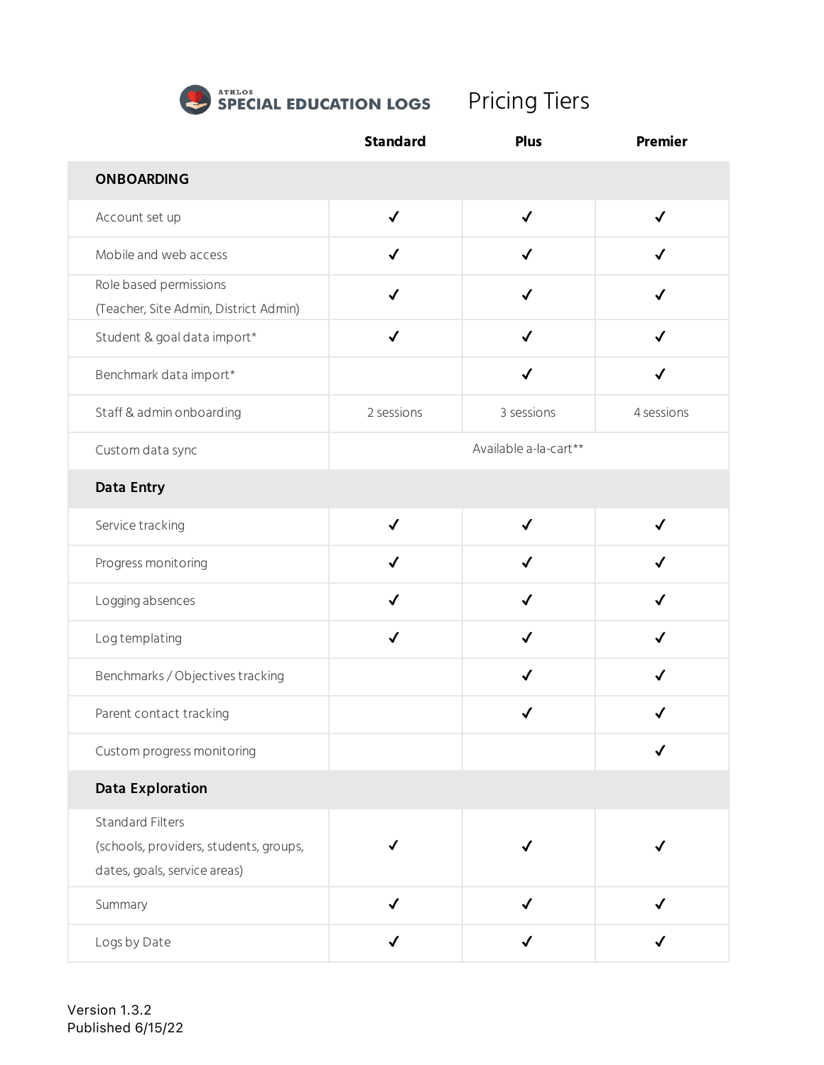# ATHLOS SPECIAL EDUCATION LOGS Pricing Tiers

| | Standard | Plus | Premier |
|---|---|---|---|
| **ONBOARDING** | | | |
| Account set up | ✓ | ✓ | ✓ |
| Mobile and web access | ✓ | ✓ | ✓ |
| Role based permissions (Teacher, Site Admin, District Admin) | ✓ | ✓ | ✓ |
| Student & goal data import* | ✓ | ✓ | ✓ |
| Benchmark data import* | | ✓ | ✓ |
| Staff & admin onboarding | 2 sessions | 3 sessions | 4 sessions |
| Custom data sync | | Available a-la-cart** | |
| **Data Entry** | | | |
| Service tracking | ✓ | ✓ | ✓ |
| Progress monitoring | ✓ | ✓ | ✓ |
| Logging absences | ✓ | ✓ | ✓ |
| Log templating | ✓ | ✓ | ✓ |
| Benchmarks / Objectives tracking | | ✓ | ✓ |
| Parent contact tracking | | ✓ | ✓ |
| Custom progress monitoring | | | ✓ |
| **Data Exploration** | | | |
| Standard Filters (schools, providers, students, groups, dates, goals, service areas) | ✓ | ✓ | ✓ |
| Summary | ✓ | ✓ | ✓ |
| Logs by Date | ✓ | ✓ | ✓ |

Version 1.3.2
Published 6/15/22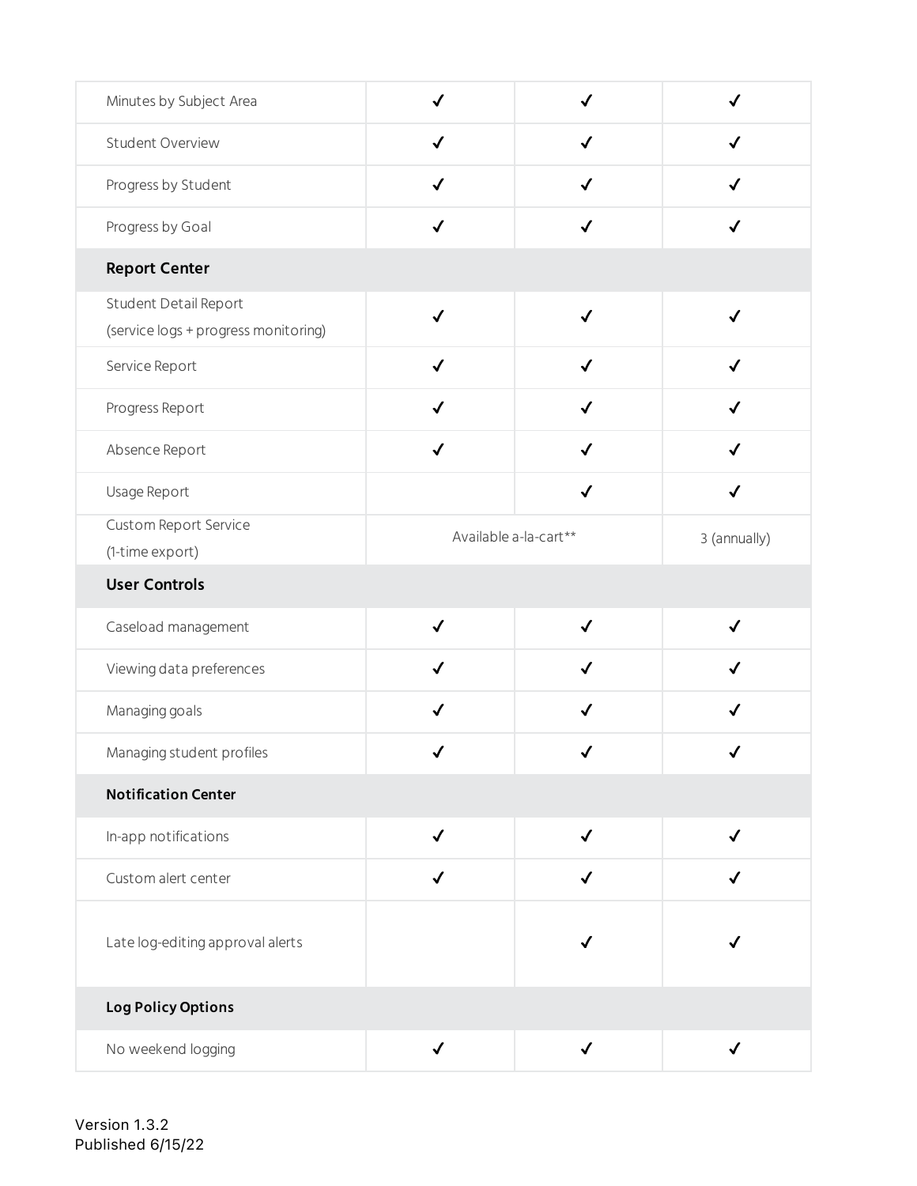| | | | |
|---|---|---|---|
| Minutes by Subject Area | ✓ | ✓ | ✓ |
| Student Overview | ✓ | ✓ | ✓ |
| Progress by Student | ✓ | ✓ | ✓ |
| Progress by Goal | ✓ | ✓ | ✓ |
| **Report Center** | | | |
| Student Detail Report (service logs + progress monitoring) | ✓ | ✓ | ✓ |
| Service Report | ✓ | ✓ | ✓ |
| Progress Report | ✓ | ✓ | ✓ |
| Absence Report | ✓ | ✓ | ✓ |
| Usage Report | | ✓ | ✓ |
| Custom Report Service (1-time export) | Available a-la-cart** | | 3 (annually) |
| **User Controls** | | | |
| Caseload management | ✓ | ✓ | ✓ |
| Viewing data preferences | ✓ | ✓ | ✓ |
| Managing goals | ✓ | ✓ | ✓ |
| Managing student profiles | ✓ | ✓ | ✓ |
| **Notification Center** | | | |
| In-app notifications | ✓ | ✓ | ✓ |
| Custom alert center | ✓ | ✓ | ✓ |
| Late log-editing approval alerts | | ✓ | ✓ |
| **Log Policy Options** | | | |
| No weekend logging | ✓ | ✓ | ✓ |

Version 1.3.2
Published 6/15/22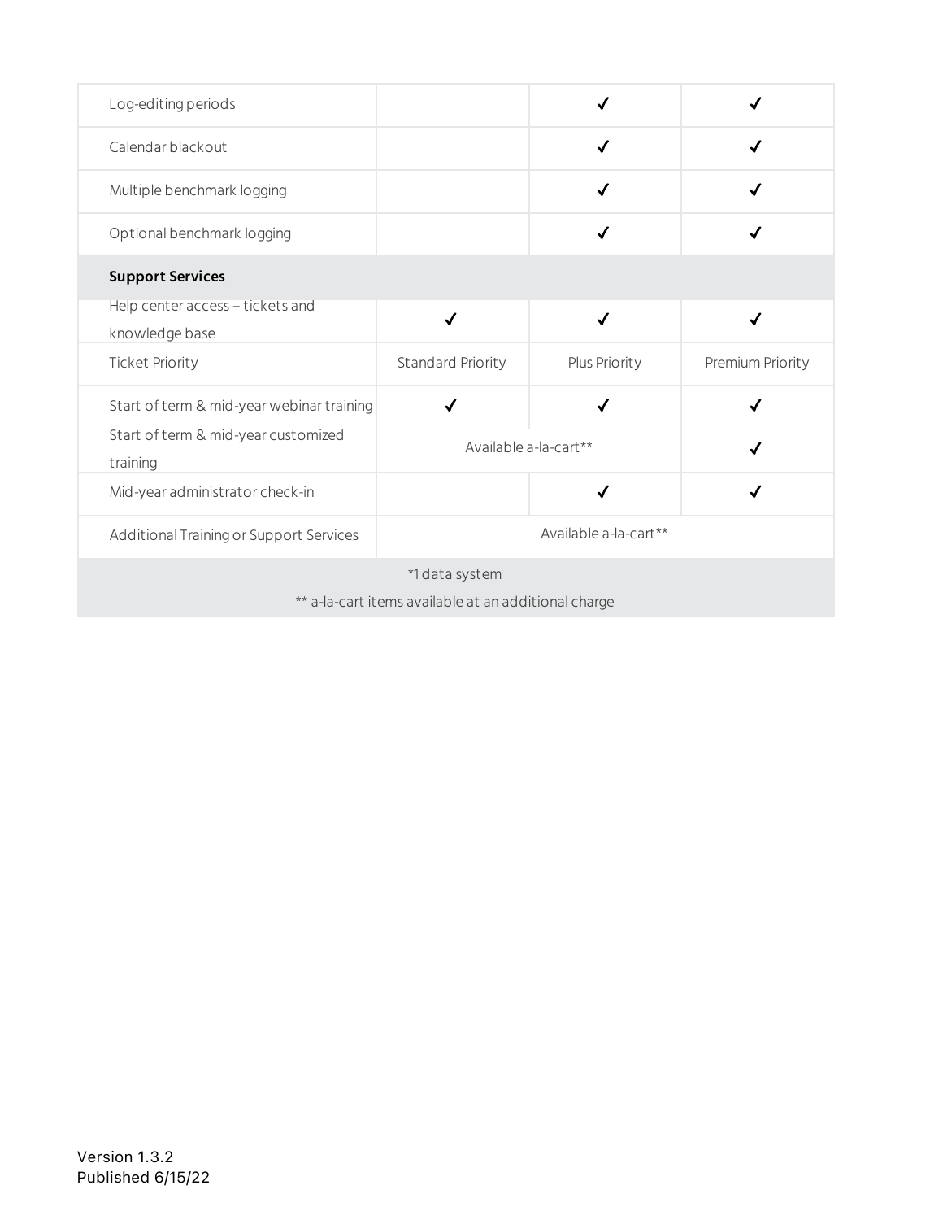| | | | |
|---|---|---|---|
| Log-editing periods | | ✓ | ✓ |
| Calendar blackout | | ✓ | ✓ |
| Multiple benchmark logging | | ✓ | ✓ |
| Optional benchmark logging | | ✓ | ✓ |
| **Support Services** | | | |
| Help center access – tickets and knowledge base | ✓ | ✓ | ✓ |
| Ticket Priority | Standard Priority | Plus Priority | Premium Priority |
| Start of term & mid-year webinar training | ✓ | ✓ | ✓ |
| Start of term & mid-year customized training | Available a-la-cart** | | ✓ |
| Mid-year administrator check-in | | ✓ | ✓ |
| Additional Training or Support Services | Available a-la-cart** | | |

*1 data system

** a-la-cart items available at an additional charge

Version 1.3.2
Published 6/15/22